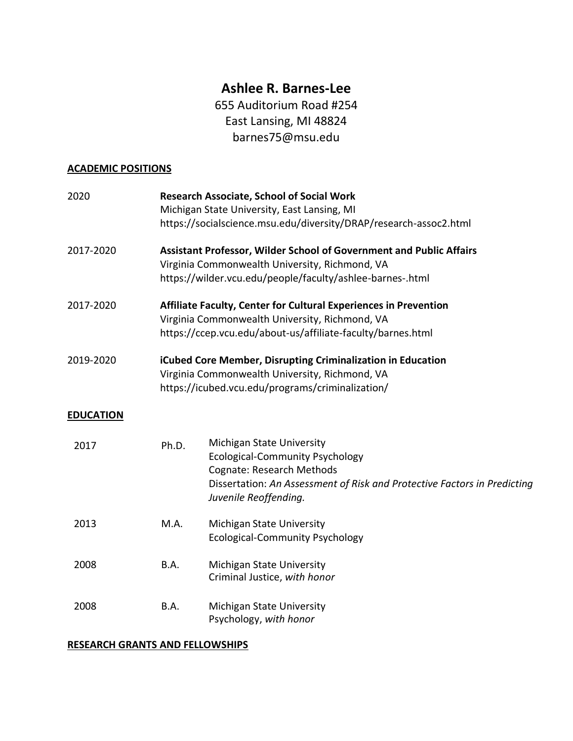# Ashlee R. Barnes-Lee

655 Auditorium Road #254
East Lansing, MI 48824
barnes75@msu.edu

## ACADEMIC POSITIONS

2020 — **Research Associate, School of Social Work**
Michigan State University, East Lansing, MI
https://socialscience.msu.edu/diversity/DRAP/research-assoc2.html

2017-2020 — **Assistant Professor, Wilder School of Government and Public Affairs**
Virginia Commonwealth University, Richmond, VA
https://wilder.vcu.edu/people/faculty/ashlee-barnes-.html

2017-2020 — **Affiliate Faculty, Center for Cultural Experiences in Prevention**
Virginia Commonwealth University, Richmond, VA
https://ccep.vcu.edu/about-us/affiliate-faculty/barnes.html

2019-2020 — **iCubed Core Member, Disrupting Criminalization in Education**
Virginia Commonwealth University, Richmond, VA
https://icubed.vcu.edu/programs/criminalization/

## EDUCATION

2017 — Ph.D. — Michigan State University
Ecological-Community Psychology
Cognate: Research Methods
Dissertation: *An Assessment of Risk and Protective Factors in Predicting Juvenile Reoffending.*

2013 — M.A. — Michigan State University
Ecological-Community Psychology

2008 — B.A. — Michigan State University
Criminal Justice, *with honor*

2008 — B.A. — Michigan State University
Psychology, *with honor*

## RESEARCH GRANTS AND FELLOWSHIPS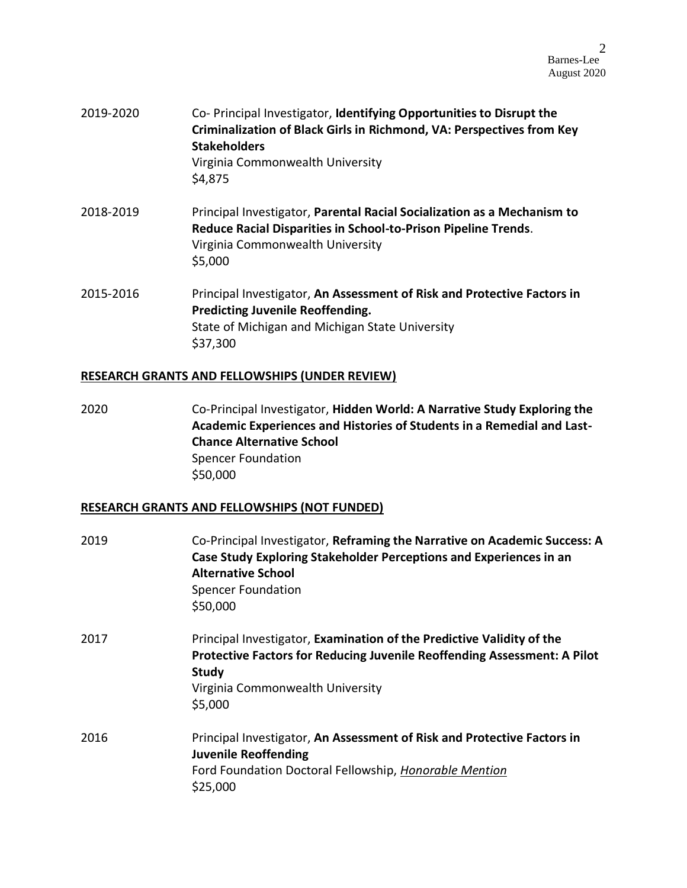2019-2020 Co- Principal Investigator, **Identifying Opportunities to Disrupt the Criminalization of Black Girls in Richmond, VA: Perspectives from Key Stakeholders**
Virginia Commonwealth University
$4,875

2018-2019 Principal Investigator, **Parental Racial Socialization as a Mechanism to Reduce Racial Disparities in School-to-Prison Pipeline Trends**.
Virginia Commonwealth University
$5,000

2015-2016 Principal Investigator, **An Assessment of Risk and Protective Factors in Predicting Juvenile Reoffending.**
State of Michigan and Michigan State University
$37,300

## RESEARCH GRANTS AND FELLOWSHIPS (UNDER REVIEW)

2020 Co-Principal Investigator, **Hidden World: A Narrative Study Exploring the Academic Experiences and Histories of Students in a Remedial and Last-Chance Alternative School**
Spencer Foundation
$50,000

## RESEARCH GRANTS AND FELLOWSHIPS (NOT FUNDED)

2019 Co-Principal Investigator, **Reframing the Narrative on Academic Success: A Case Study Exploring Stakeholder Perceptions and Experiences in an Alternative School**
Spencer Foundation
$50,000

2017 Principal Investigator, **Examination of the Predictive Validity of the Protective Factors for Reducing Juvenile Reoffending Assessment: A Pilot Study**
Virginia Commonwealth University
$5,000

2016 Principal Investigator, **An Assessment of Risk and Protective Factors in Juvenile Reoffending**
Ford Foundation Doctoral Fellowship, *Honorable Mention*
$25,000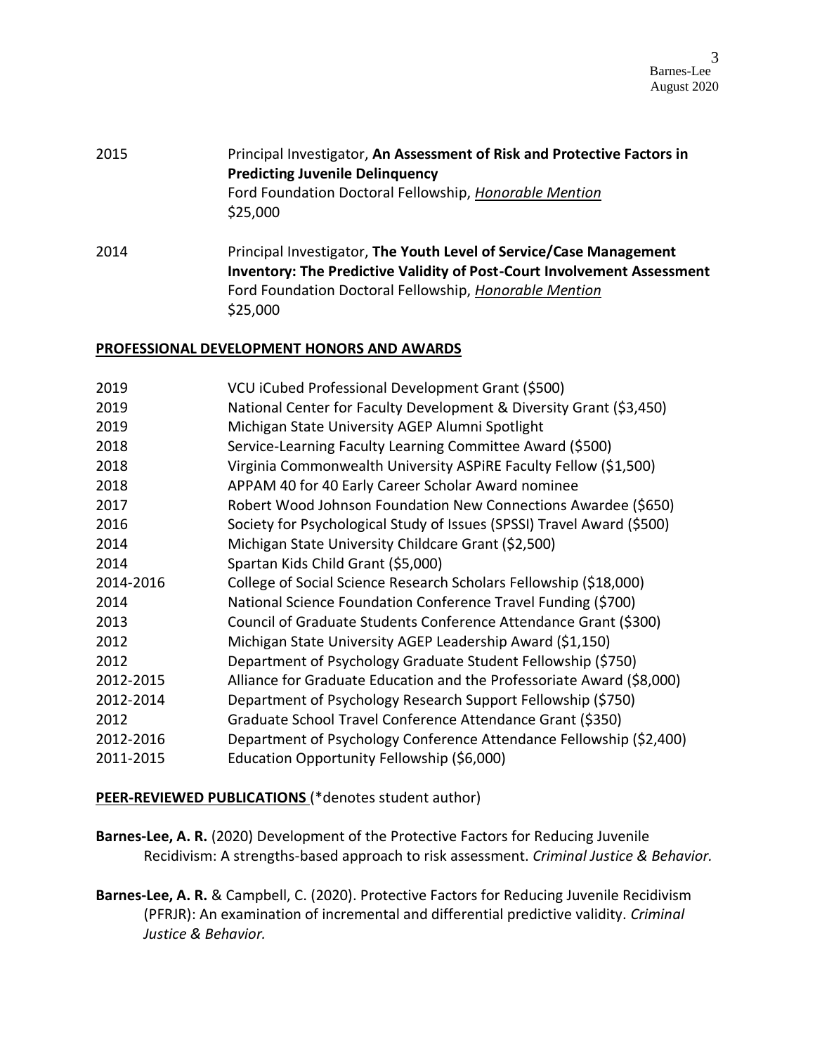2015 Principal Investigator, **An Assessment of Risk and Protective Factors in Predicting Juvenile Delinquency**
Ford Foundation Doctoral Fellowship, ***Honorable Mention***
$25,000

2014 Principal Investigator, **The Youth Level of Service/Case Management Inventory: The Predictive Validity of Post-Court Involvement Assessment**
Ford Foundation Doctoral Fellowship, ***Honorable Mention***
$25,000

## PROFESSIONAL DEVELOPMENT HONORS AND AWARDS

2019 VCU iCubed Professional Development Grant ($500)
2019 National Center for Faculty Development & Diversity Grant ($3,450)
2019 Michigan State University AGEP Alumni Spotlight
2018 Service-Learning Faculty Learning Committee Award ($500)
2018 Virginia Commonwealth University ASPiRE Faculty Fellow ($1,500)
2018 APPAM 40 for 40 Early Career Scholar Award nominee
2017 Robert Wood Johnson Foundation New Connections Awardee ($650)
2016 Society for Psychological Study of Issues (SPSSI) Travel Award ($500)
2014 Michigan State University Childcare Grant ($2,500)
2014 Spartan Kids Child Grant ($5,000)
2014-2016 College of Social Science Research Scholars Fellowship ($18,000)
2014 National Science Foundation Conference Travel Funding ($700)
2013 Council of Graduate Students Conference Attendance Grant ($300)
2012 Michigan State University AGEP Leadership Award ($1,150)
2012 Department of Psychology Graduate Student Fellowship ($750)
2012-2015 Alliance for Graduate Education and the Professoriate Award ($8,000)
2012-2014 Department of Psychology Research Support Fellowship ($750)
2012 Graduate School Travel Conference Attendance Grant ($350)
2012-2016 Department of Psychology Conference Attendance Fellowship ($2,400)
2011-2015 Education Opportunity Fellowship ($6,000)

## PEER-REVIEWED PUBLICATIONS (*denotes student author)

**Barnes-Lee, A. R.** (2020) Development of the Protective Factors for Reducing Juvenile Recidivism: A strengths-based approach to risk assessment. *Criminal Justice & Behavior.*

**Barnes-Lee, A. R.** & Campbell, C. (2020). Protective Factors for Reducing Juvenile Recidivism (PFRJR): An examination of incremental and differential predictive validity. *Criminal Justice & Behavior.*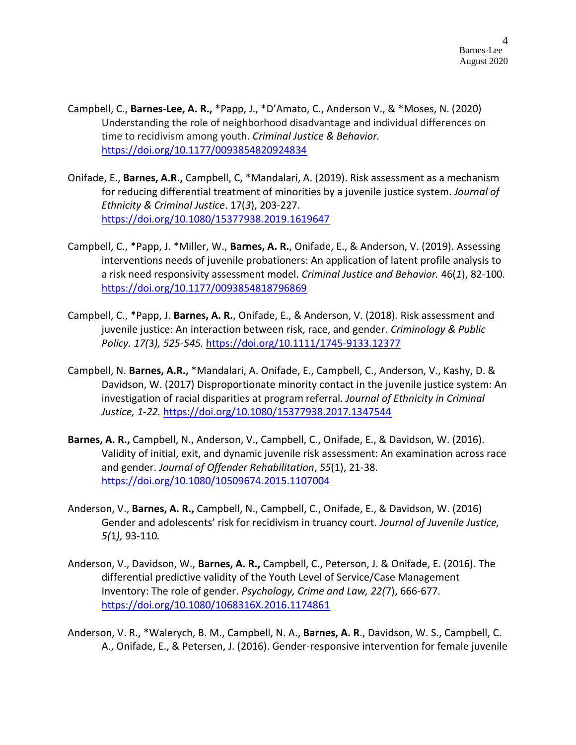Campbell, C., **Barnes-Lee, A. R.,** *Papp, J., *D'Amato, C., Anderson V., & *Moses, N. (2020) Understanding the role of neighborhood disadvantage and individual differences on time to recidivism among youth. *Criminal Justice & Behavior.* https://doi.org/10.1177/0093854820924834

Onifade, E., **Barnes, A.R.,** Campbell, C, *Mandalari, A. (2019). Risk assessment as a mechanism for reducing differential treatment of minorities by a juvenile justice system. *Journal of Ethnicity & Criminal Justice*. 17(*3*), 203-227. https://doi.org/10.1080/15377938.2019.1619647

Campbell, C., *Papp, J. *Miller, W., **Barnes, A. R.**, Onifade, E., & Anderson, V. (2019). Assessing interventions needs of juvenile probationers: An application of latent profile analysis to a risk need responsivity assessment model. *Criminal Justice and Behavior.* 46(*1*), 82-100. https://doi.org/10.1177/0093854818796869

Campbell, C., *Papp, J. **Barnes, A. R.**, Onifade, E., & Anderson, V. (2018). Risk assessment and juvenile justice: An interaction between risk, race, and gender. *Criminology & Public Policy. 17(*3*), 525-545.* https://doi.org/10.1111/1745-9133.12377

Campbell, N. **Barnes, A.R.,** *Mandalari, A. Onifade, E., Campbell, C., Anderson, V., Kashy, D. & Davidson, W. (2017) Disproportionate minority contact in the juvenile justice system: An investigation of racial disparities at program referral. *Journal of Ethnicity in Criminal Justice, 1-22.* https://doi.org/10.1080/15377938.2017.1347544

**Barnes, A. R.,** Campbell, N., Anderson, V., Campbell, C., Onifade, E., & Davidson, W. (2016). Validity of initial, exit, and dynamic juvenile risk assessment: An examination across race and gender. *Journal of Offender Rehabilitation*, *55*(1), 21-38. https://doi.org/10.1080/10509674.2015.1107004

Anderson, V., **Barnes, A. R.,** Campbell, N., Campbell, C., Onifade, E., & Davidson, W. (2016) Gender and adolescents' risk for recidivism in truancy court. *Journal of Juvenile Justice, 5(*1*),* 93-110*.*

Anderson, V., Davidson, W., **Barnes, A. R.,** Campbell, C., Peterson, J. & Onifade, E. (2016). The differential predictive validity of the Youth Level of Service/Case Management Inventory: The role of gender. *Psychology, Crime and Law, 22(*7), 666-677. https://doi.org/10.1080/1068316X.2016.1174861

Anderson, V. R., *Walerych, B. M., Campbell, N. A., **Barnes, A. R**., Davidson, W. S., Campbell, C. A., Onifade, E., & Petersen, J. (2016). Gender-responsive intervention for female juvenile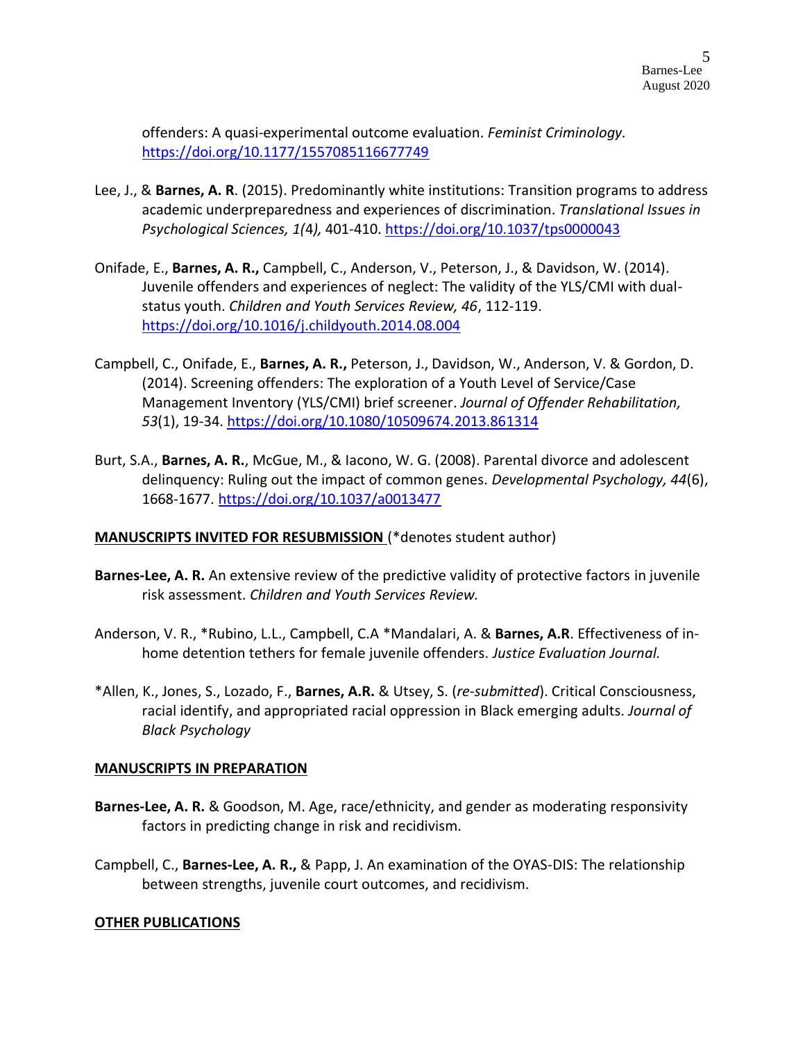offenders: A quasi-experimental outcome evaluation. *Feminist Criminology.* https://doi.org/10.1177/1557085116677749

Lee, J., & **Barnes, A. R**. (2015). Predominantly white institutions: Transition programs to address academic underpreparedness and experiences of discrimination. *Translational Issues in Psychological Sciences, 1(*4*),* 401-410. https://doi.org/10.1037/tps0000043

Onifade, E., **Barnes, A. R.,** Campbell, C., Anderson, V., Peterson, J., & Davidson, W. (2014). Juvenile offenders and experiences of neglect: The validity of the YLS/CMI with dual-status youth. *Children and Youth Services Review, 46*, 112-119. https://doi.org/10.1016/j.childyouth.2014.08.004

Campbell, C., Onifade, E., **Barnes, A. R.,** Peterson, J., Davidson, W., Anderson, V. & Gordon, D. (2014). Screening offenders: The exploration of a Youth Level of Service/Case Management Inventory (YLS/CMI) brief screener. *Journal of Offender Rehabilitation, 53*(1), 19-34. https://doi.org/10.1080/10509674.2013.861314

Burt, S.A., **Barnes, A. R.**, McGue, M., & Iacono, W. G. (2008). Parental divorce and adolescent delinquency: Ruling out the impact of common genes. *Developmental Psychology, 44*(6), 1668-1677. https://doi.org/10.1037/a0013477

**MANUSCRIPTS INVITED FOR RESUBMISSION** (*denotes student author)

**Barnes-Lee, A. R.** An extensive review of the predictive validity of protective factors in juvenile risk assessment. *Children and Youth Services Review.*

Anderson, V. R., *Rubino, L.L., Campbell, C.A *Mandalari, A. & **Barnes, A.R**. Effectiveness of in-home detention tethers for female juvenile offenders. *Justice Evaluation Journal.*

*Allen, K., Jones, S., Lozado, F., **Barnes, A.R.** & Utsey, S. (*re-submitted*). Critical Consciousness, racial identify, and appropriated racial oppression in Black emerging adults. *Journal of Black Psychology*

**MANUSCRIPTS IN PREPARATION**

**Barnes-Lee, A. R.** & Goodson, M. Age, race/ethnicity, and gender as moderating responsivity factors in predicting change in risk and recidivism.

Campbell, C., **Barnes-Lee, A. R.,** & Papp, J. An examination of the OYAS-DIS: The relationship between strengths, juvenile court outcomes, and recidivism.

**OTHER PUBLICATIONS**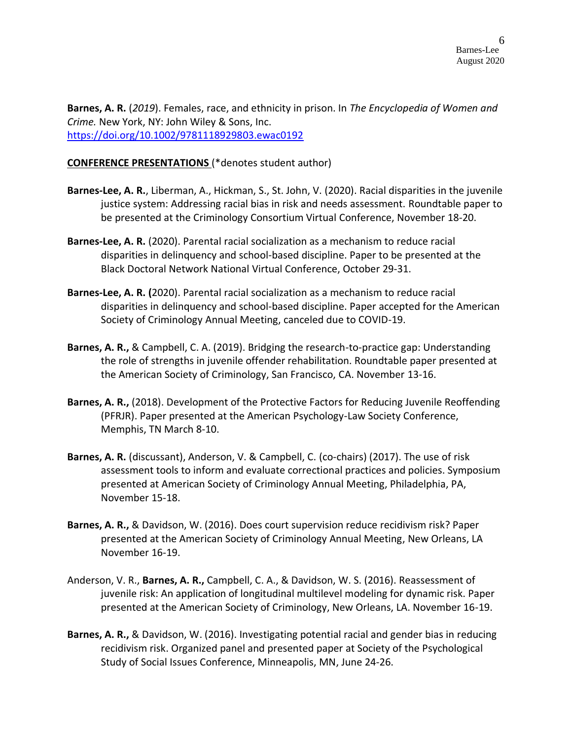**Barnes, A. R.** (*2019*). Females, race, and ethnicity in prison. In *The Encyclopedia of Women and Crime.* New York, NY: John Wiley & Sons, Inc. https://doi.org/10.1002/9781118929803.ewac0192

**CONFERENCE PRESENTATIONS** (*denotes student author)

**Barnes-Lee, A. R.**, Liberman, A., Hickman, S., St. John, V. (2020). Racial disparities in the juvenile justice system: Addressing racial bias in risk and needs assessment. Roundtable paper to be presented at the Criminology Consortium Virtual Conference, November 18-20.

**Barnes-Lee, A. R.** (2020). Parental racial socialization as a mechanism to reduce racial disparities in delinquency and school-based discipline. Paper to be presented at the Black Doctoral Network National Virtual Conference, October 29-31.

**Barnes-Lee, A. R. (**2020). Parental racial socialization as a mechanism to reduce racial disparities in delinquency and school-based discipline. Paper accepted for the American Society of Criminology Annual Meeting, canceled due to COVID-19.

**Barnes, A. R.,** & Campbell, C. A. (2019). Bridging the research-to-practice gap: Understanding the role of strengths in juvenile offender rehabilitation. Roundtable paper presented at the American Society of Criminology, San Francisco, CA. November 13-16.

**Barnes, A. R.,** (2018). Development of the Protective Factors for Reducing Juvenile Reoffending (PFRJR). Paper presented at the American Psychology-Law Society Conference, Memphis, TN March 8-10.

**Barnes, A. R.** (discussant), Anderson, V. & Campbell, C. (co-chairs) (2017). The use of risk assessment tools to inform and evaluate correctional practices and policies. Symposium presented at American Society of Criminology Annual Meeting, Philadelphia, PA, November 15-18.

**Barnes, A. R.,** & Davidson, W. (2016). Does court supervision reduce recidivism risk? Paper presented at the American Society of Criminology Annual Meeting, New Orleans, LA November 16-19.

Anderson, V. R., **Barnes, A. R.,** Campbell, C. A., & Davidson, W. S. (2016). Reassessment of juvenile risk: An application of longitudinal multilevel modeling for dynamic risk. Paper presented at the American Society of Criminology, New Orleans, LA. November 16-19.

**Barnes, A. R.,** & Davidson, W. (2016). Investigating potential racial and gender bias in reducing recidivism risk. Organized panel and presented paper at Society of the Psychological Study of Social Issues Conference, Minneapolis, MN, June 24-26.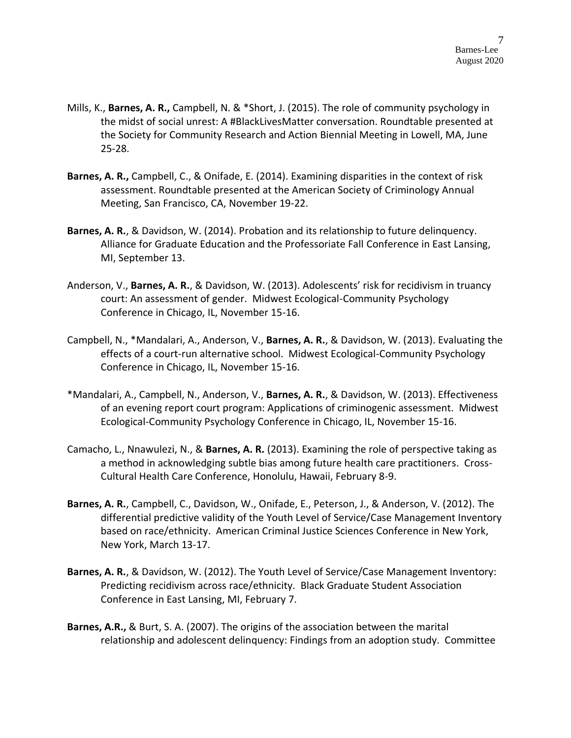Mills, K., **Barnes, A. R.,** Campbell, N. & *Short, J. (2015). The role of community psychology in the midst of social unrest: A #BlackLivesMatter conversation. Roundtable presented at the Society for Community Research and Action Biennial Meeting in Lowell, MA, June 25-28.

**Barnes, A. R.,** Campbell, C., & Onifade, E. (2014). Examining disparities in the context of risk assessment. Roundtable presented at the American Society of Criminology Annual Meeting, San Francisco, CA, November 19-22.

**Barnes, A. R.**, & Davidson, W. (2014). Probation and its relationship to future delinquency. Alliance for Graduate Education and the Professoriate Fall Conference in East Lansing, MI, September 13.

Anderson, V., **Barnes, A. R.**, & Davidson, W. (2013). Adolescents' risk for recidivism in truancy court: An assessment of gender. Midwest Ecological-Community Psychology Conference in Chicago, IL, November 15-16.

Campbell, N., *Mandalari, A., Anderson, V., **Barnes, A. R.**, & Davidson, W. (2013). Evaluating the effects of a court-run alternative school. Midwest Ecological-Community Psychology Conference in Chicago, IL, November 15-16.

*Mandalari, A., Campbell, N., Anderson, V., **Barnes, A. R.**, & Davidson, W. (2013). Effectiveness of an evening report court program: Applications of criminogenic assessment. Midwest Ecological-Community Psychology Conference in Chicago, IL, November 15-16.

Camacho, L., Nnawulezi, N., & **Barnes, A. R.** (2013). Examining the role of perspective taking as a method in acknowledging subtle bias among future health care practitioners. Cross-Cultural Health Care Conference, Honolulu, Hawaii, February 8-9.

**Barnes, A. R.**, Campbell, C., Davidson, W., Onifade, E., Peterson, J., & Anderson, V. (2012). The differential predictive validity of the Youth Level of Service/Case Management Inventory based on race/ethnicity. American Criminal Justice Sciences Conference in New York, New York, March 13-17.

**Barnes, A. R.**, & Davidson, W. (2012). The Youth Level of Service/Case Management Inventory: Predicting recidivism across race/ethnicity. Black Graduate Student Association Conference in East Lansing, MI, February 7.

**Barnes, A.R.,** & Burt, S. A. (2007). The origins of the association between the marital relationship and adolescent delinquency: Findings from an adoption study. Committee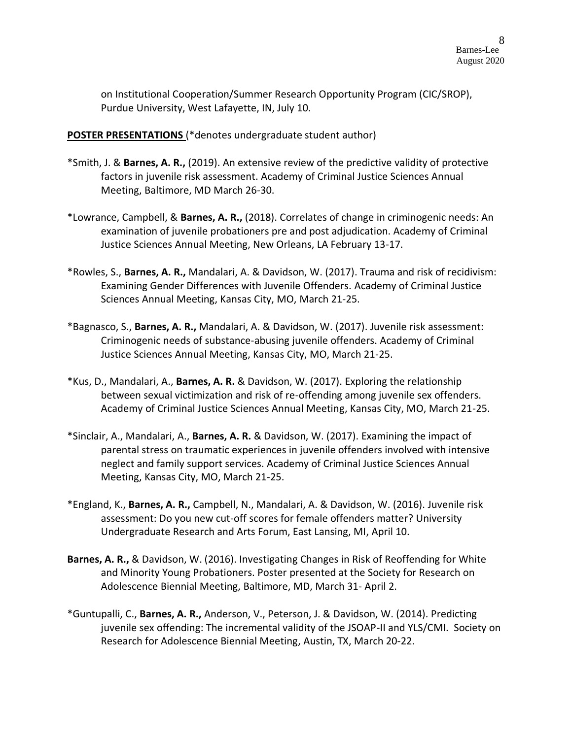on Institutional Cooperation/Summer Research Opportunity Program (CIC/SROP), Purdue University, West Lafayette, IN, July 10.

**POSTER PRESENTATIONS** (*denotes undergraduate student author)

*Smith, J. & **Barnes, A. R.,** (2019). An extensive review of the predictive validity of protective factors in juvenile risk assessment. Academy of Criminal Justice Sciences Annual Meeting, Baltimore, MD March 26-30.

*Lowrance, Campbell, & **Barnes, A. R.,** (2018). Correlates of change in criminogenic needs: An examination of juvenile probationers pre and post adjudication. Academy of Criminal Justice Sciences Annual Meeting, New Orleans, LA February 13-17.

*Rowles, S., **Barnes, A. R.,** Mandalari, A. & Davidson, W. (2017). Trauma and risk of recidivism: Examining Gender Differences with Juvenile Offenders. Academy of Criminal Justice Sciences Annual Meeting, Kansas City, MO, March 21-25.

*Bagnasco, S., **Barnes, A. R.,** Mandalari, A. & Davidson, W. (2017). Juvenile risk assessment: Criminogenic needs of substance-abusing juvenile offenders. Academy of Criminal Justice Sciences Annual Meeting, Kansas City, MO, March 21-25.

*Kus, D., Mandalari, A., **Barnes, A. R.** & Davidson, W. (2017). Exploring the relationship between sexual victimization and risk of re-offending among juvenile sex offenders. Academy of Criminal Justice Sciences Annual Meeting, Kansas City, MO, March 21-25.

*Sinclair, A., Mandalari, A., **Barnes, A. R.** & Davidson, W. (2017). Examining the impact of parental stress on traumatic experiences in juvenile offenders involved with intensive neglect and family support services. Academy of Criminal Justice Sciences Annual Meeting, Kansas City, MO, March 21-25.

*England, K., **Barnes, A. R.,** Campbell, N., Mandalari, A. & Davidson, W. (2016). Juvenile risk assessment: Do you new cut-off scores for female offenders matter? University Undergraduate Research and Arts Forum, East Lansing, MI, April 10.

**Barnes, A. R.,** & Davidson, W. (2016). Investigating Changes in Risk of Reoffending for White and Minority Young Probationers. Poster presented at the Society for Research on Adolescence Biennial Meeting, Baltimore, MD, March 31- April 2.

*Guntupalli, C., **Barnes, A. R.,** Anderson, V., Peterson, J. & Davidson, W. (2014). Predicting juvenile sex offending: The incremental validity of the JSOAP-II and YLS/CMI. Society on Research for Adolescence Biennial Meeting, Austin, TX, March 20-22.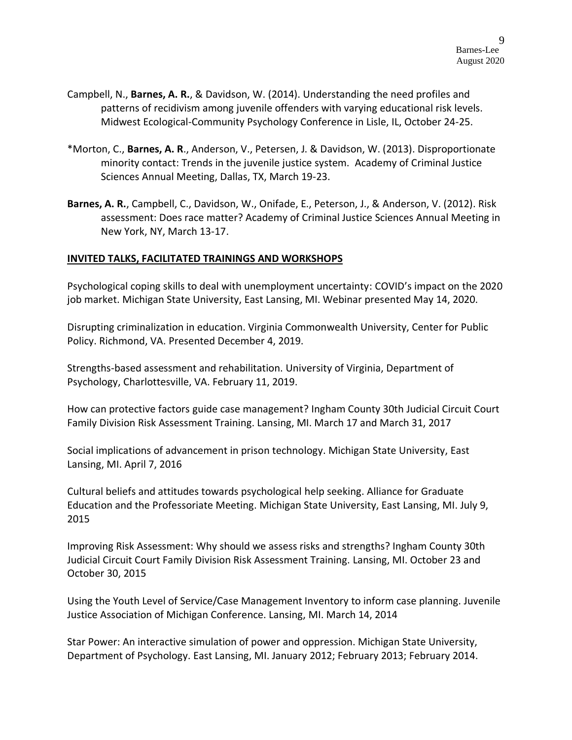Campbell, N., **Barnes, A. R.**, & Davidson, W. (2014). Understanding the need profiles and patterns of recidivism among juvenile offenders with varying educational risk levels. Midwest Ecological-Community Psychology Conference in Lisle, IL, October 24-25.

*Morton, C., **Barnes, A. R**., Anderson, V., Petersen, J. & Davidson, W. (2013). Disproportionate minority contact: Trends in the juvenile justice system. Academy of Criminal Justice Sciences Annual Meeting, Dallas, TX, March 19-23.

**Barnes, A. R.**, Campbell, C., Davidson, W., Onifade, E., Peterson, J., & Anderson, V. (2012). Risk assessment: Does race matter? Academy of Criminal Justice Sciences Annual Meeting in New York, NY, March 13-17.

## INVITED TALKS, FACILITATED TRAININGS AND WORKSHOPS

Psychological coping skills to deal with unemployment uncertainty: COVID's impact on the 2020 job market. Michigan State University, East Lansing, MI. Webinar presented May 14, 2020.

Disrupting criminalization in education. Virginia Commonwealth University, Center for Public Policy. Richmond, VA. Presented December 4, 2019.

Strengths-based assessment and rehabilitation. University of Virginia, Department of Psychology, Charlottesville, VA. February 11, 2019.

How can protective factors guide case management? Ingham County 30th Judicial Circuit Court Family Division Risk Assessment Training. Lansing, MI. March 17 and March 31, 2017

Social implications of advancement in prison technology. Michigan State University, East Lansing, MI. April 7, 2016

Cultural beliefs and attitudes towards psychological help seeking. Alliance for Graduate Education and the Professoriate Meeting. Michigan State University, East Lansing, MI. July 9, 2015

Improving Risk Assessment: Why should we assess risks and strengths? Ingham County 30th Judicial Circuit Court Family Division Risk Assessment Training. Lansing, MI. October 23 and October 30, 2015

Using the Youth Level of Service/Case Management Inventory to inform case planning. Juvenile Justice Association of Michigan Conference. Lansing, MI. March 14, 2014

Star Power: An interactive simulation of power and oppression. Michigan State University, Department of Psychology. East Lansing, MI. January 2012; February 2013; February 2014.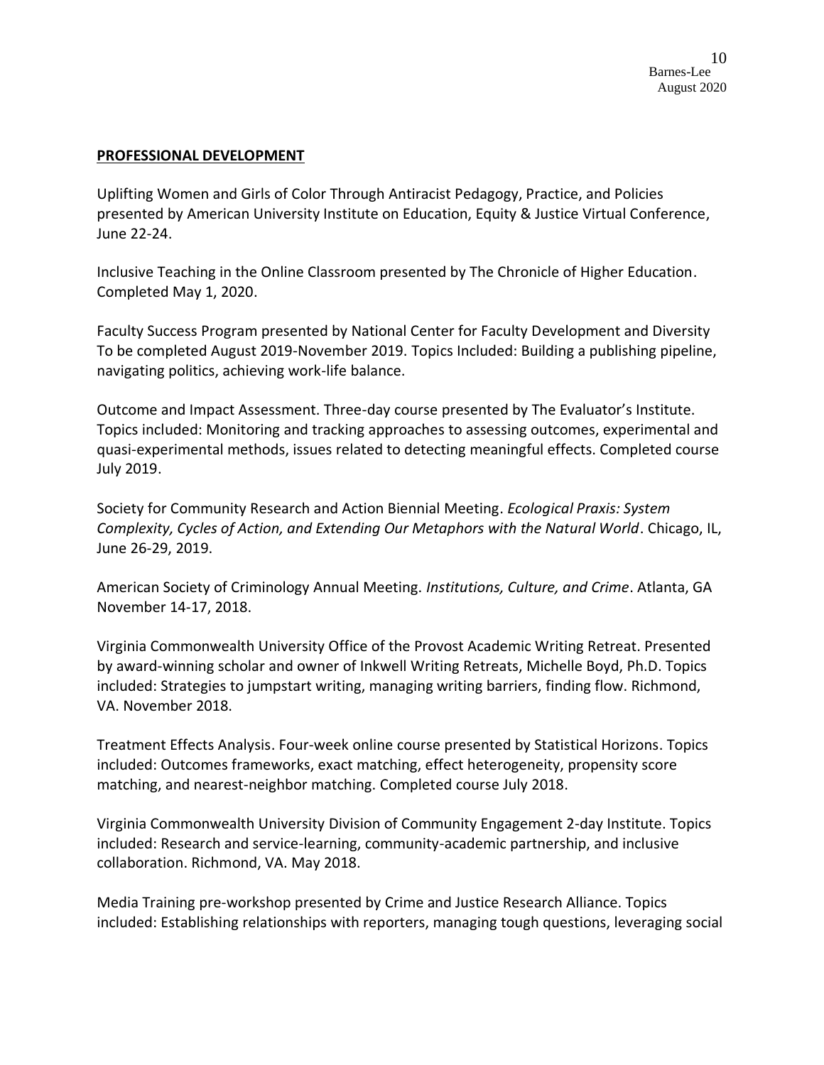## PROFESSIONAL DEVELOPMENT

Uplifting Women and Girls of Color Through Antiracist Pedagogy, Practice, and Policies presented by American University Institute on Education, Equity & Justice Virtual Conference, June 22-24.

Inclusive Teaching in the Online Classroom presented by The Chronicle of Higher Education. Completed May 1, 2020.

Faculty Success Program presented by National Center for Faculty Development and Diversity To be completed August 2019-November 2019. Topics Included: Building a publishing pipeline, navigating politics, achieving work-life balance.

Outcome and Impact Assessment. Three-day course presented by The Evaluator's Institute. Topics included: Monitoring and tracking approaches to assessing outcomes, experimental and quasi-experimental methods, issues related to detecting meaningful effects. Completed course July 2019.

Society for Community Research and Action Biennial Meeting. *Ecological Praxis: System Complexity, Cycles of Action, and Extending Our Metaphors with the Natural World*. Chicago, IL, June 26-29, 2019.

American Society of Criminology Annual Meeting. *Institutions, Culture, and Crime*. Atlanta, GA November 14-17, 2018.

Virginia Commonwealth University Office of the Provost Academic Writing Retreat. Presented by award-winning scholar and owner of Inkwell Writing Retreats, Michelle Boyd, Ph.D. Topics included: Strategies to jumpstart writing, managing writing barriers, finding flow. Richmond, VA. November 2018.

Treatment Effects Analysis. Four-week online course presented by Statistical Horizons. Topics included: Outcomes frameworks, exact matching, effect heterogeneity, propensity score matching, and nearest-neighbor matching. Completed course July 2018.

Virginia Commonwealth University Division of Community Engagement 2-day Institute. Topics included: Research and service-learning, community-academic partnership, and inclusive collaboration. Richmond, VA. May 2018.

Media Training pre-workshop presented by Crime and Justice Research Alliance. Topics included: Establishing relationships with reporters, managing tough questions, leveraging social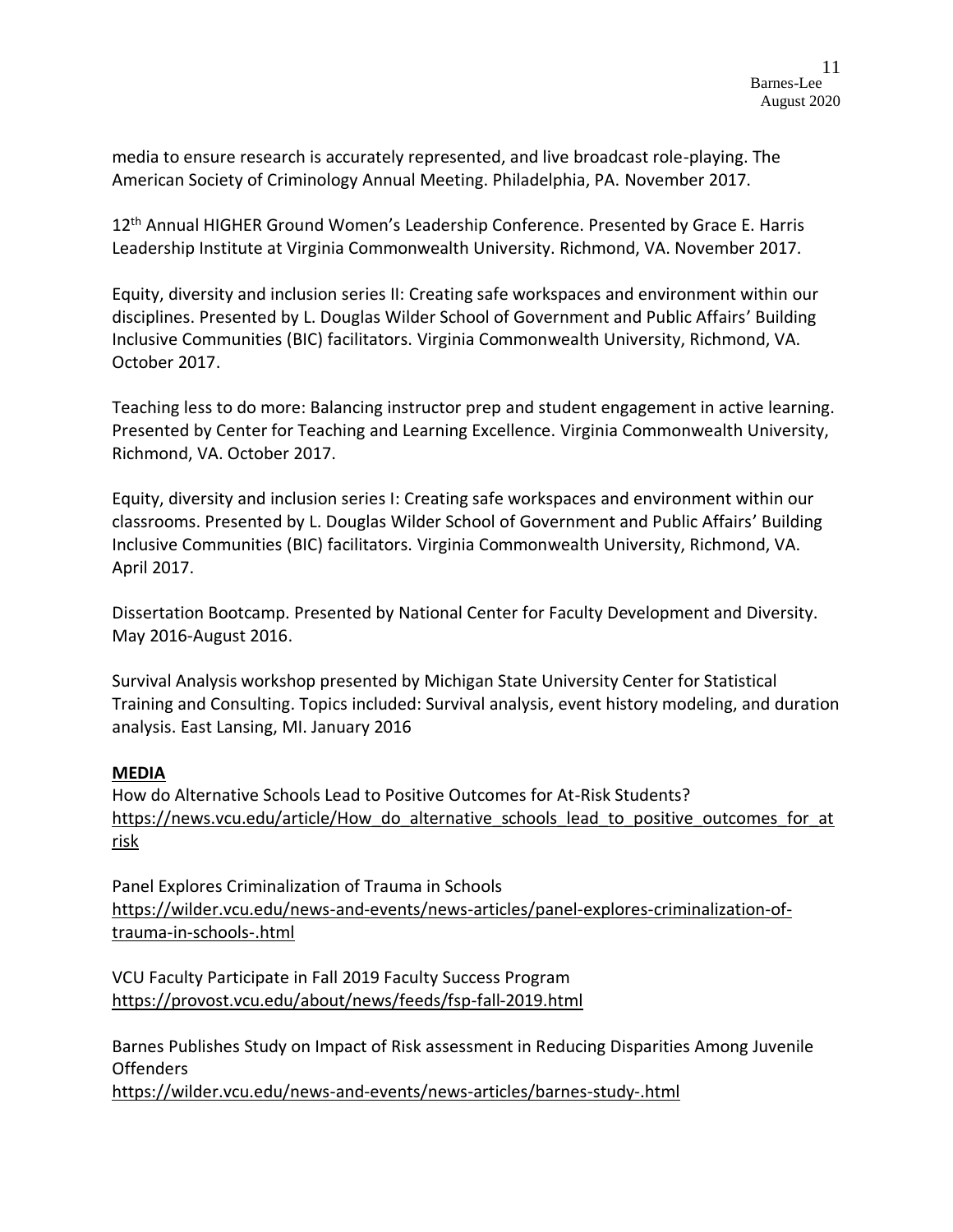media to ensure research is accurately represented, and live broadcast role-playing. The American Society of Criminology Annual Meeting. Philadelphia, PA. November 2017.

12th Annual HIGHER Ground Women's Leadership Conference. Presented by Grace E. Harris Leadership Institute at Virginia Commonwealth University. Richmond, VA. November 2017.

Equity, diversity and inclusion series II: Creating safe workspaces and environment within our disciplines. Presented by L. Douglas Wilder School of Government and Public Affairs' Building Inclusive Communities (BIC) facilitators. Virginia Commonwealth University, Richmond, VA. October 2017.

Teaching less to do more: Balancing instructor prep and student engagement in active learning. Presented by Center for Teaching and Learning Excellence. Virginia Commonwealth University, Richmond, VA. October 2017.

Equity, diversity and inclusion series I: Creating safe workspaces and environment within our classrooms. Presented by L. Douglas Wilder School of Government and Public Affairs' Building Inclusive Communities (BIC) facilitators. Virginia Commonwealth University, Richmond, VA. April 2017.

Dissertation Bootcamp. Presented by National Center for Faculty Development and Diversity. May 2016-August 2016.

Survival Analysis workshop presented by Michigan State University Center for Statistical Training and Consulting. Topics included: Survival analysis, event history modeling, and duration analysis. East Lansing, MI. January 2016

## MEDIA

How do Alternative Schools Lead to Positive Outcomes for At-Risk Students?
https://news.vcu.edu/article/How_do_alternative_schools_lead_to_positive_outcomes_for_at risk

Panel Explores Criminalization of Trauma in Schools
https://wilder.vcu.edu/news-and-events/news-articles/panel-explores-criminalization-of-trauma-in-schools-.html

VCU Faculty Participate in Fall 2019 Faculty Success Program
https://provost.vcu.edu/about/news/feeds/fsp-fall-2019.html

Barnes Publishes Study on Impact of Risk assessment in Reducing Disparities Among Juvenile Offenders
https://wilder.vcu.edu/news-and-events/news-articles/barnes-study-.html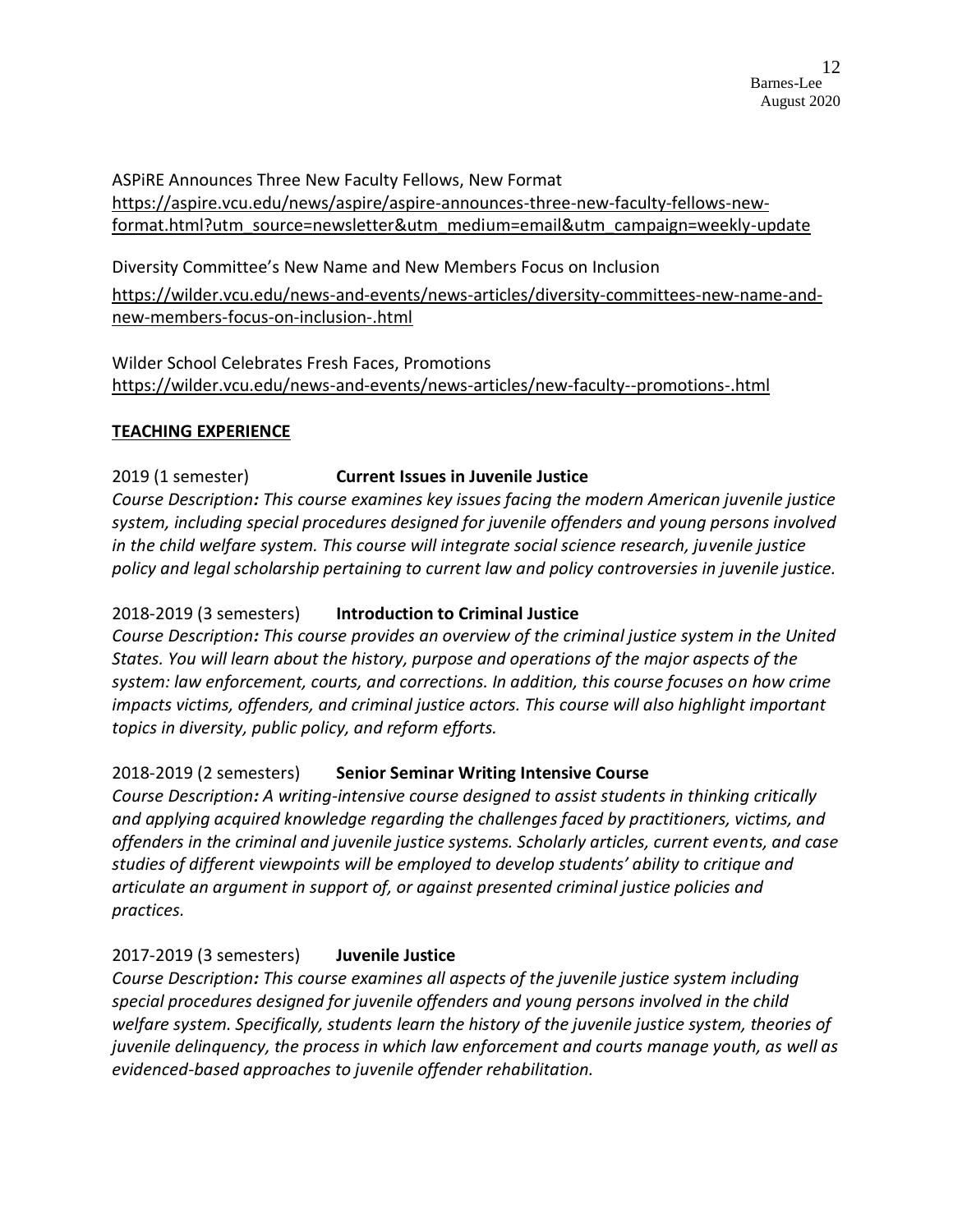ASPiRE Announces Three New Faculty Fellows, New Format
https://aspire.vcu.edu/news/aspire/aspire-announces-three-new-faculty-fellows-new-format.html?utm_source=newsletter&utm_medium=email&utm_campaign=weekly-update

Diversity Committee's New Name and New Members Focus on Inclusion
https://wilder.vcu.edu/news-and-events/news-articles/diversity-committees-new-name-and-new-members-focus-on-inclusion-.html

Wilder School Celebrates Fresh Faces, Promotions
https://wilder.vcu.edu/news-and-events/news-articles/new-faculty--promotions-.html

## TEACHING EXPERIENCE

2019 (1 semester) **Current Issues in Juvenile Justice**
*Course Description: This course examines key issues facing the modern American juvenile justice system, including special procedures designed for juvenile offenders and young persons involved in the child welfare system. This course will integrate social science research, juvenile justice policy and legal scholarship pertaining to current law and policy controversies in juvenile justice.*

2018-2019 (3 semesters) **Introduction to Criminal Justice**
*Course Description: This course provides an overview of the criminal justice system in the United States. You will learn about the history, purpose and operations of the major aspects of the system: law enforcement, courts, and corrections. In addition, this course focuses on how crime impacts victims, offenders, and criminal justice actors. This course will also highlight important topics in diversity, public policy, and reform efforts.*

2018-2019 (2 semesters) **Senior Seminar Writing Intensive Course**
*Course Description: A writing-intensive course designed to assist students in thinking critically and applying acquired knowledge regarding the challenges faced by practitioners, victims, and offenders in the criminal and juvenile justice systems. Scholarly articles, current events, and case studies of different viewpoints will be employed to develop students' ability to critique and articulate an argument in support of, or against presented criminal justice policies and practices.*

2017-2019 (3 semesters) **Juvenile Justice**
*Course Description: This course examines all aspects of the juvenile justice system including special procedures designed for juvenile offenders and young persons involved in the child welfare system. Specifically, students learn the history of the juvenile justice system, theories of juvenile delinquency, the process in which law enforcement and courts manage youth, as well as evidenced-based approaches to juvenile offender rehabilitation.*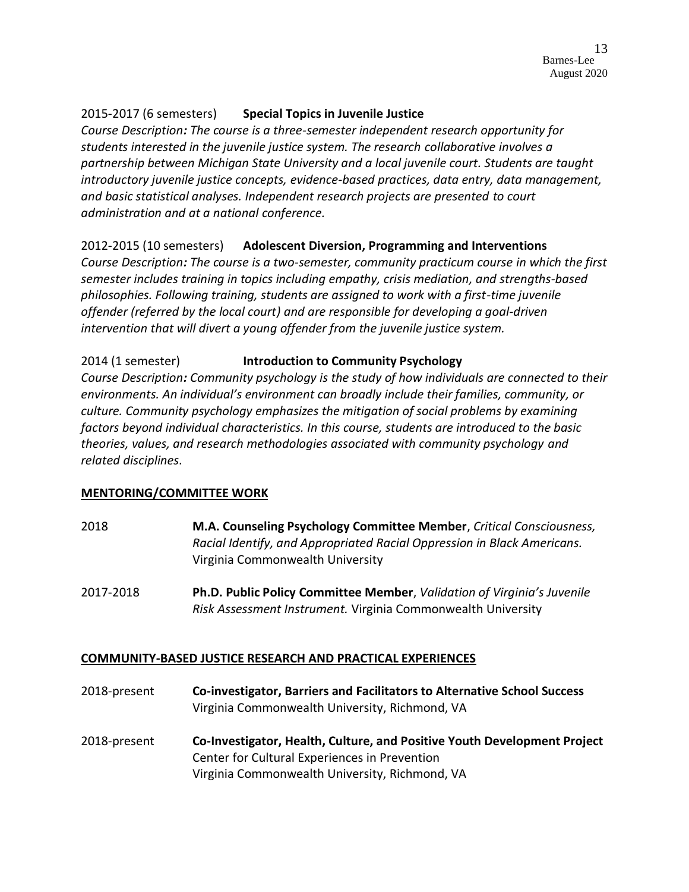2015-2017 (6 semesters) **Special Topics in Juvenile Justice**

*Course Description: The course is a three-semester independent research opportunity for students interested in the juvenile justice system. The research collaborative involves a partnership between Michigan State University and a local juvenile court. Students are taught introductory juvenile justice concepts, evidence-based practices, data entry, data management, and basic statistical analyses. Independent research projects are presented to court administration and at a national conference.*

2012-2015 (10 semesters) **Adolescent Diversion, Programming and Interventions**

*Course Description: The course is a two-semester, community practicum course in which the first semester includes training in topics including empathy, crisis mediation, and strengths-based philosophies. Following training, students are assigned to work with a first-time juvenile offender (referred by the local court) and are responsible for developing a goal-driven intervention that will divert a young offender from the juvenile justice system.*

2014 (1 semester) **Introduction to Community Psychology**

*Course Description: Community psychology is the study of how individuals are connected to their environments. An individual's environment can broadly include their families, community, or culture. Community psychology emphasizes the mitigation of social problems by examining factors beyond individual characteristics. In this course, students are introduced to the basic theories, values, and research methodologies associated with community psychology and related disciplines.*

## MENTORING/COMMITTEE WORK

2018 **M.A. Counseling Psychology Committee Member**, *Critical Consciousness, Racial Identify, and Appropriated Racial Oppression in Black Americans.* Virginia Commonwealth University

2017-2018 **Ph.D. Public Policy Committee Member**, *Validation of Virginia's Juvenile Risk Assessment Instrument.* Virginia Commonwealth University

## COMMUNITY-BASED JUSTICE RESEARCH AND PRACTICAL EXPERIENCES

2018-present **Co-investigator, Barriers and Facilitators to Alternative School Success**
Virginia Commonwealth University, Richmond, VA

2018-present **Co-Investigator, Health, Culture, and Positive Youth Development Project**
Center for Cultural Experiences in Prevention
Virginia Commonwealth University, Richmond, VA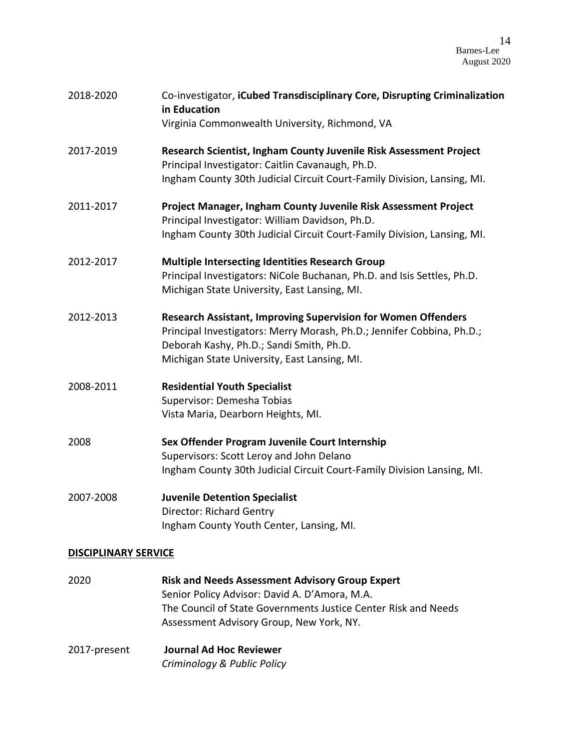2018-2020 Co-investigator, **iCubed Transdisciplinary Core, Disrupting Criminalization in Education**
Virginia Commonwealth University, Richmond, VA

2017-2019 **Research Scientist, Ingham County Juvenile Risk Assessment Project**
Principal Investigator: Caitlin Cavanaugh, Ph.D.
Ingham County 30th Judicial Circuit Court-Family Division, Lansing, MI.

2011-2017 **Project Manager, Ingham County Juvenile Risk Assessment Project**
Principal Investigator: William Davidson, Ph.D.
Ingham County 30th Judicial Circuit Court-Family Division, Lansing, MI.

2012-2017 **Multiple Intersecting Identities Research Group**
Principal Investigators: NiCole Buchanan, Ph.D. and Isis Settles, Ph.D.
Michigan State University, East Lansing, MI.

2012-2013 **Research Assistant, Improving Supervision for Women Offenders**
Principal Investigators: Merry Morash, Ph.D.; Jennifer Cobbina, Ph.D.; Deborah Kashy, Ph.D.; Sandi Smith, Ph.D.
Michigan State University, East Lansing, MI.

2008-2011 **Residential Youth Specialist**
Supervisor: Demesha Tobias
Vista Maria, Dearborn Heights, MI.

2008 **Sex Offender Program Juvenile Court Internship**
Supervisors: Scott Leroy and John Delano
Ingham County 30th Judicial Circuit Court-Family Division Lansing, MI.

2007-2008 **Juvenile Detention Specialist**
Director: Richard Gentry
Ingham County Youth Center, Lansing, MI.

**DISCIPLINARY SERVICE**

2020 **Risk and Needs Assessment Advisory Group Expert**
Senior Policy Advisor: David A. D'Amora, M.A.
The Council of State Governments Justice Center Risk and Needs Assessment Advisory Group, New York, NY.

2017-present **Journal Ad Hoc Reviewer**
*Criminology & Public Policy*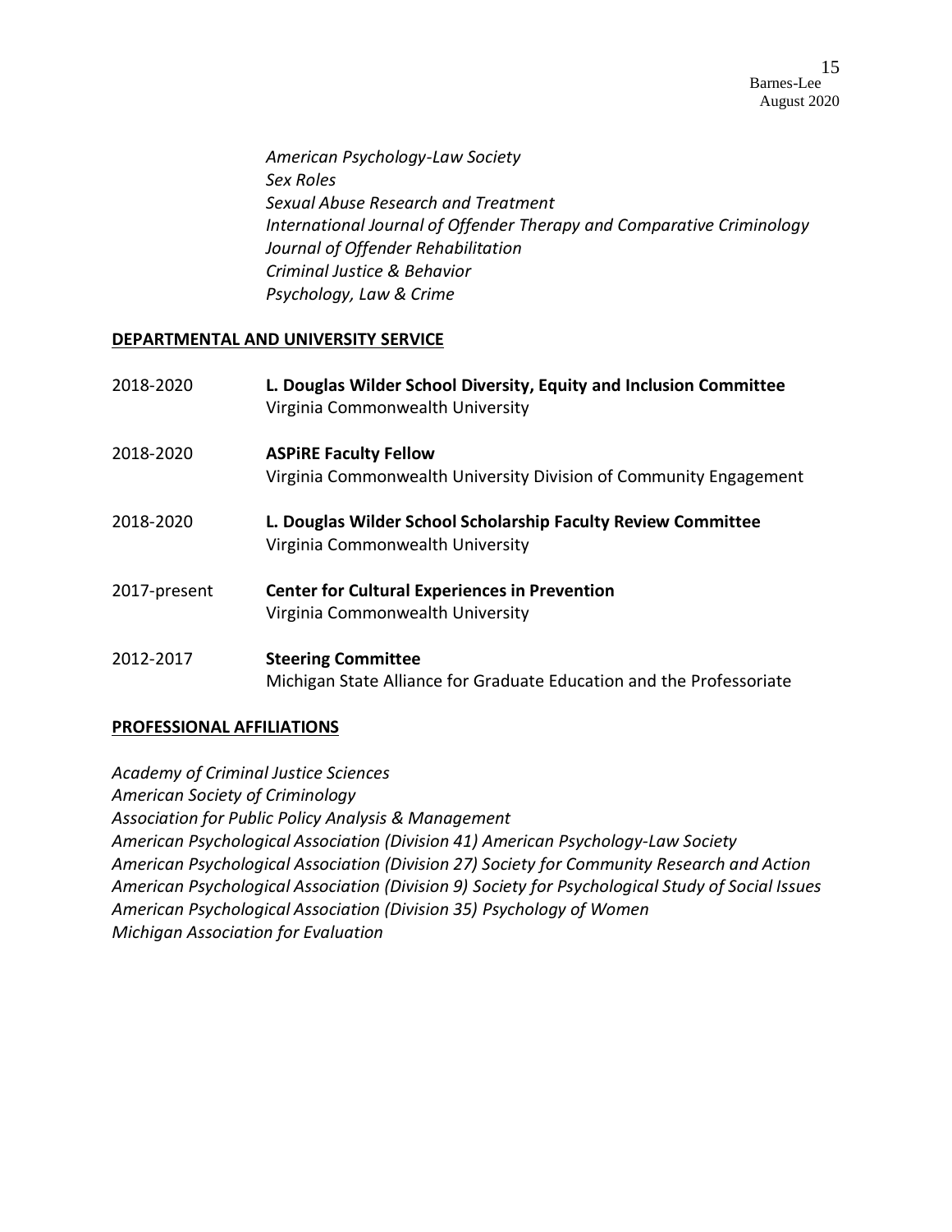*American Psychology-Law Society*
*Sex Roles*
*Sexual Abuse Research and Treatment*
*International Journal of Offender Therapy and Comparative Criminology*
*Journal of Offender Rehabilitation*
*Criminal Justice & Behavior*
*Psychology, Law & Crime*

## DEPARTMENTAL AND UNIVERSITY SERVICE

2018-2020 **L. Douglas Wilder School Diversity, Equity and Inclusion Committee**
Virginia Commonwealth University

2018-2020 **ASPiRE Faculty Fellow**
Virginia Commonwealth University Division of Community Engagement

2018-2020 **L. Douglas Wilder School Scholarship Faculty Review Committee**
Virginia Commonwealth University

2017-present **Center for Cultural Experiences in Prevention**
Virginia Commonwealth University

2012-2017 **Steering Committee**
Michigan State Alliance for Graduate Education and the Professoriate

## PROFESSIONAL AFFILIATIONS

*Academy of Criminal Justice Sciences*
*American Society of Criminology*
*Association for Public Policy Analysis & Management*
*American Psychological Association (Division 41) American Psychology-Law Society*
*American Psychological Association (Division 27) Society for Community Research and Action*
*American Psychological Association (Division 9) Society for Psychological Study of Social Issues*
*American Psychological Association (Division 35) Psychology of Women*
*Michigan Association for Evaluation*